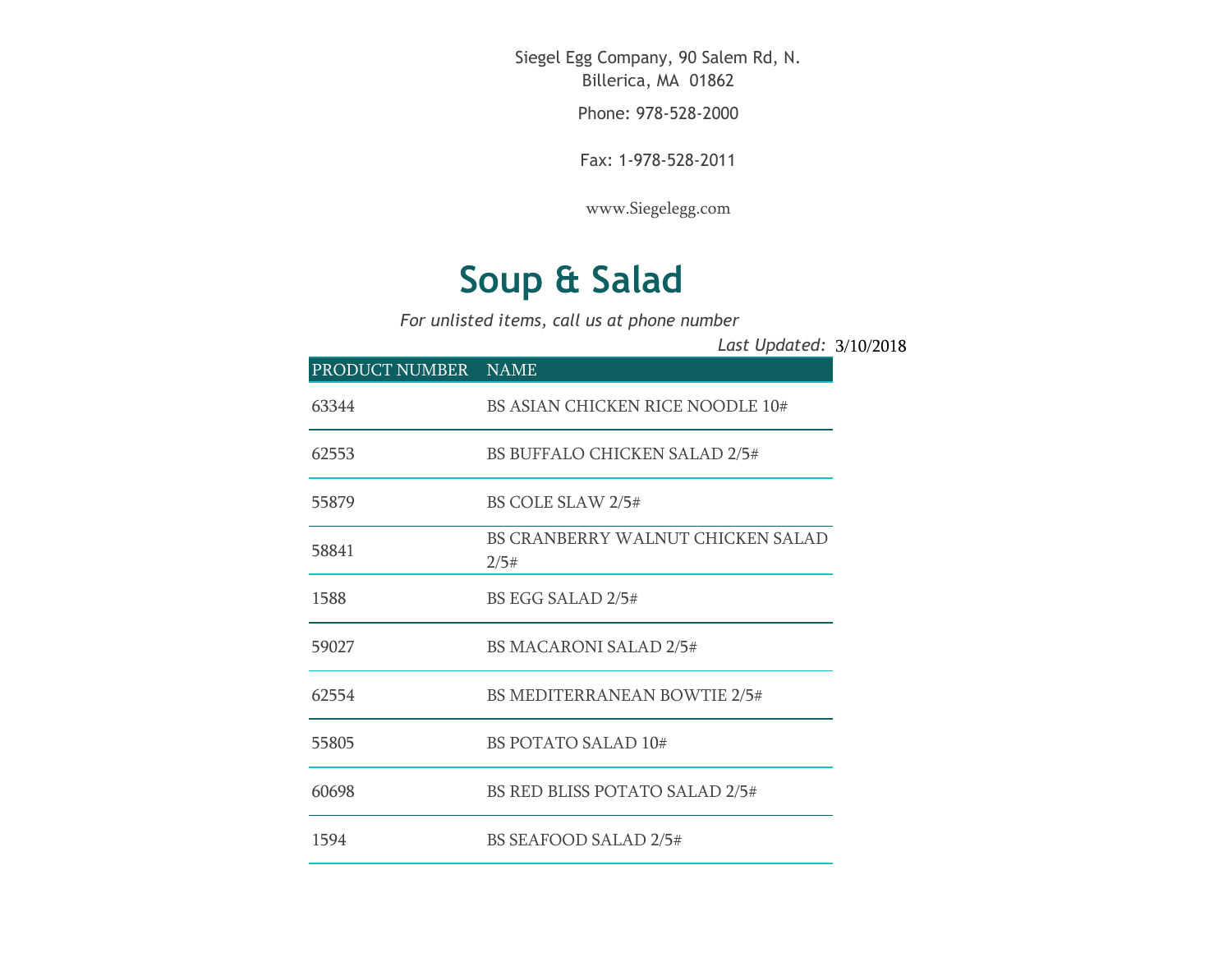Siegel Egg Company, 90 Salem Rd, N. Billerica, MA 01862

Phone: 978-528-2000

Fax: 1-978-528-2011

www.Siegelegg.com

# Soup & Salad

*For unlisted items, call us at phone number*

*Last Updated:* 3/10/2018

| PRODUCT NUMBER | NAME |
|---|---|
| 63344 | BS ASIAN CHICKEN RICE NOODLE 10# |
| 62553 | BS BUFFALO CHICKEN SALAD 2/5# |
| 55879 | BS COLE SLAW 2/5# |
| 58841 | BS CRANBERRY WALNUT CHICKEN SALAD 2/5# |
| 1588 | BS EGG SALAD 2/5# |
| 59027 | BS MACARONI SALAD 2/5# |
| 62554 | BS MEDITERRANEAN BOWTIE 2/5# |
| 55805 | BS POTATO SALAD 10# |
| 60698 | BS RED BLISS POTATO SALAD 2/5# |
| 1594 | BS SEAFOOD SALAD 2/5# |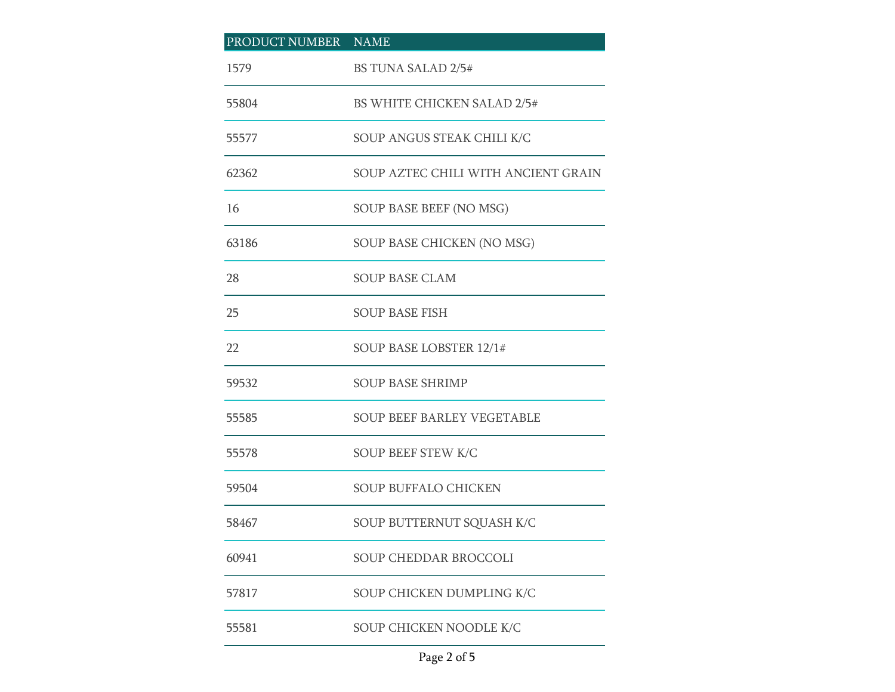| PRODUCT NUMBER | NAME |
| --- | --- |
| 1579 | BS TUNA SALAD 2/5# |
| 55804 | BS WHITE CHICKEN SALAD 2/5# |
| 55577 | SOUP ANGUS STEAK CHILI K/C |
| 62362 | SOUP AZTEC CHILI WITH ANCIENT GRAIN |
| 16 | SOUP BASE BEEF (NO MSG) |
| 63186 | SOUP BASE CHICKEN (NO MSG) |
| 28 | SOUP BASE CLAM |
| 25 | SOUP BASE FISH |
| 22 | SOUP BASE LOBSTER 12/1# |
| 59532 | SOUP BASE SHRIMP |
| 55585 | SOUP BEEF BARLEY VEGETABLE |
| 55578 | SOUP BEEF STEW K/C |
| 59504 | SOUP BUFFALO CHICKEN |
| 58467 | SOUP BUTTERNUT SQUASH K/C |
| 60941 | SOUP CHEDDAR BROCCOLI |
| 57817 | SOUP CHICKEN DUMPLING K/C |
| 55581 | SOUP CHICKEN NOODLE K/C |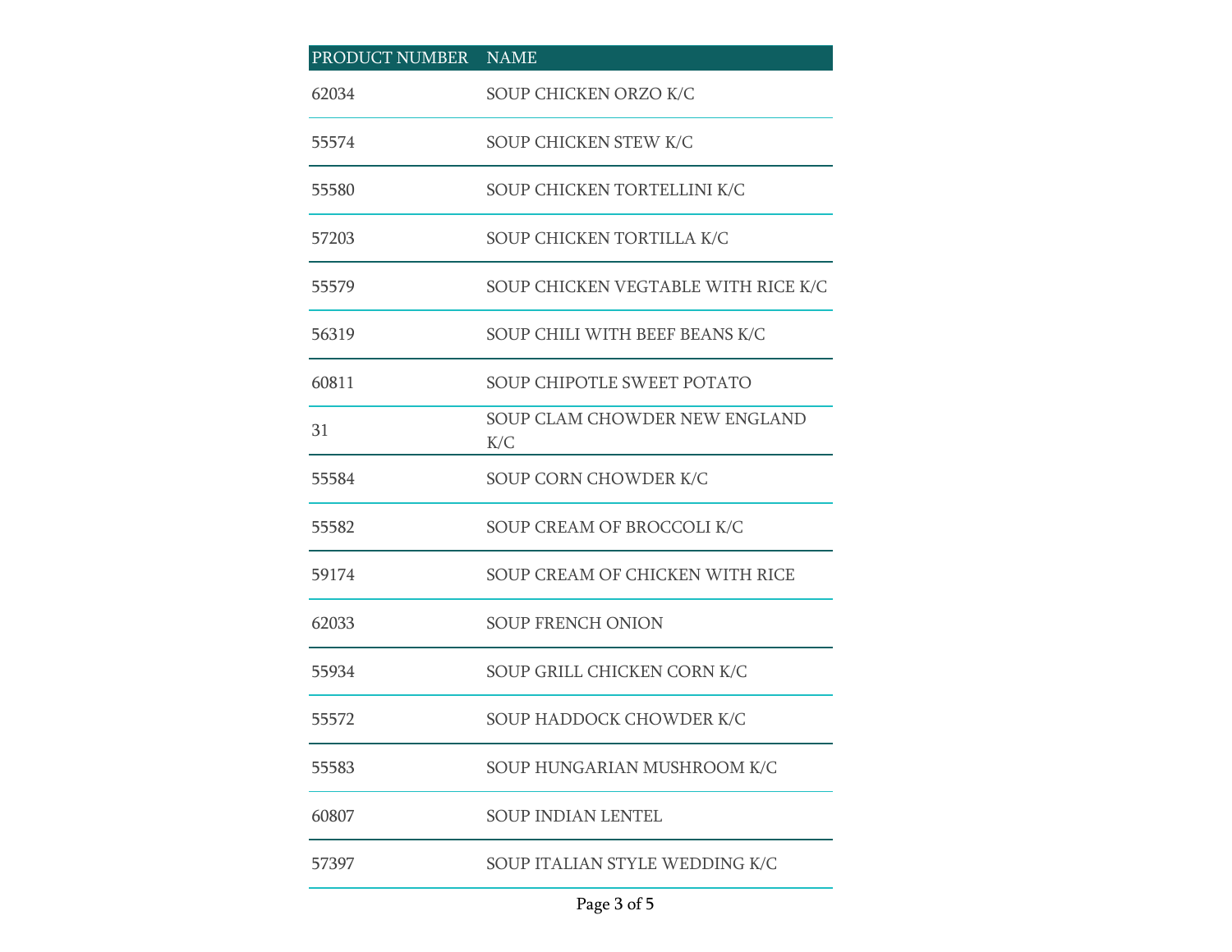| PRODUCT NUMBER | NAME |
| --- | --- |
| 62034 | SOUP CHICKEN ORZO K/C |
| 55574 | SOUP CHICKEN STEW K/C |
| 55580 | SOUP CHICKEN TORTELLINI K/C |
| 57203 | SOUP CHICKEN TORTILLA K/C |
| 55579 | SOUP CHICKEN VEGTABLE WITH RICE K/C |
| 56319 | SOUP CHILI WITH BEEF BEANS K/C |
| 60811 | SOUP CHIPOTLE SWEET POTATO |
| 31 | SOUP CLAM CHOWDER NEW ENGLAND K/C |
| 55584 | SOUP CORN CHOWDER K/C |
| 55582 | SOUP CREAM OF BROCCOLI K/C |
| 59174 | SOUP CREAM OF CHICKEN WITH RICE |
| 62033 | SOUP FRENCH ONION |
| 55934 | SOUP GRILL CHICKEN CORN K/C |
| 55572 | SOUP HADDOCK CHOWDER K/C |
| 55583 | SOUP HUNGARIAN MUSHROOM K/C |
| 60807 | SOUP INDIAN LENTEL |
| 57397 | SOUP ITALIAN STYLE WEDDING K/C |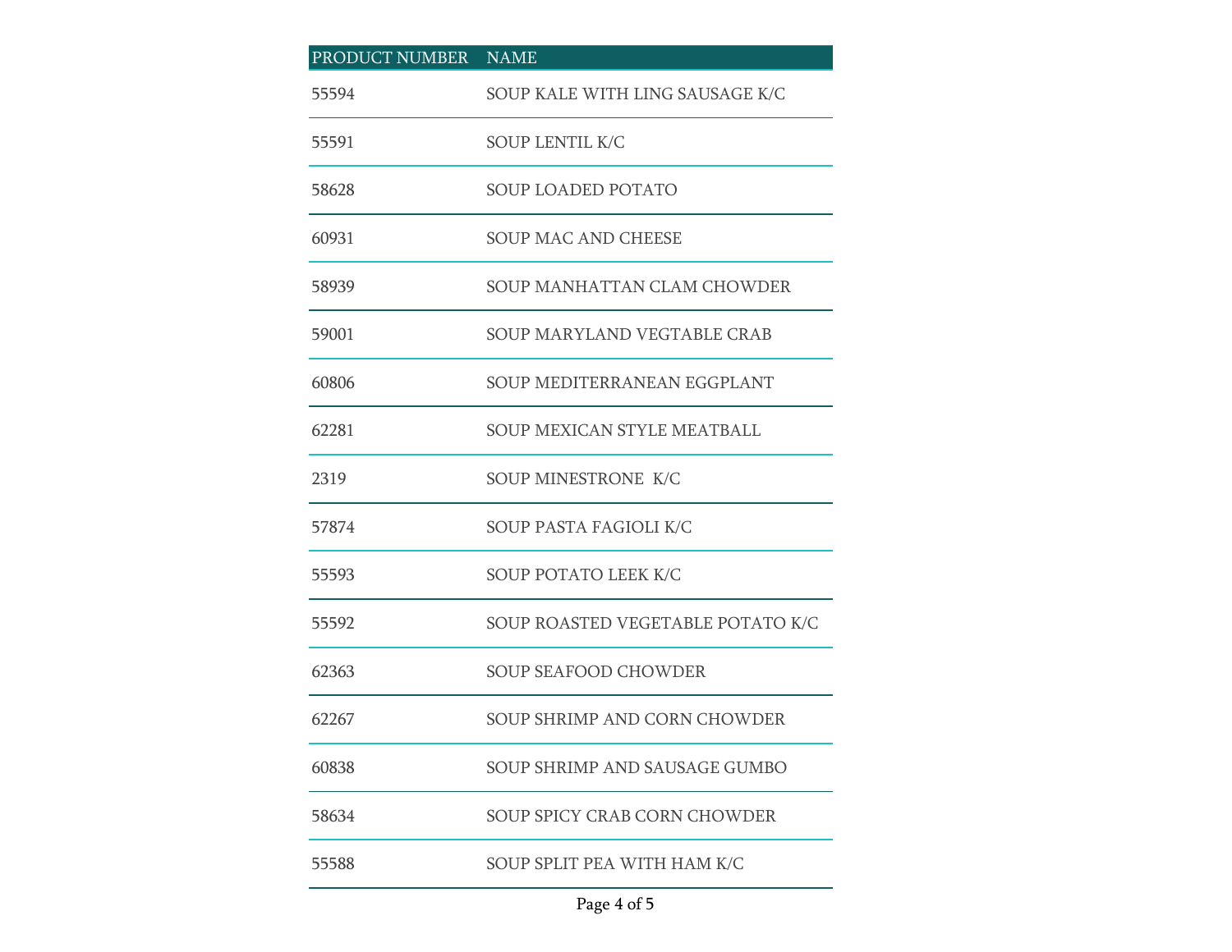| PRODUCT NUMBER | NAME |
| --- | --- |
| 55594 | SOUP KALE WITH LING SAUSAGE K/C |
| 55591 | SOUP LENTIL K/C |
| 58628 | SOUP LOADED POTATO |
| 60931 | SOUP MAC AND CHEESE |
| 58939 | SOUP MANHATTAN CLAM CHOWDER |
| 59001 | SOUP MARYLAND VEGTABLE CRAB |
| 60806 | SOUP MEDITERRANEAN EGGPLANT |
| 62281 | SOUP MEXICAN STYLE MEATBALL |
| 2319 | SOUP MINESTRONE K/C |
| 57874 | SOUP PASTA FAGIOLI K/C |
| 55593 | SOUP POTATO LEEK K/C |
| 55592 | SOUP ROASTED VEGETABLE POTATO K/C |
| 62363 | SOUP SEAFOOD CHOWDER |
| 62267 | SOUP SHRIMP AND CORN CHOWDER |
| 60838 | SOUP SHRIMP AND SAUSAGE GUMBO |
| 58634 | SOUP SPICY CRAB CORN CHOWDER |
| 55588 | SOUP SPLIT PEA WITH HAM K/C |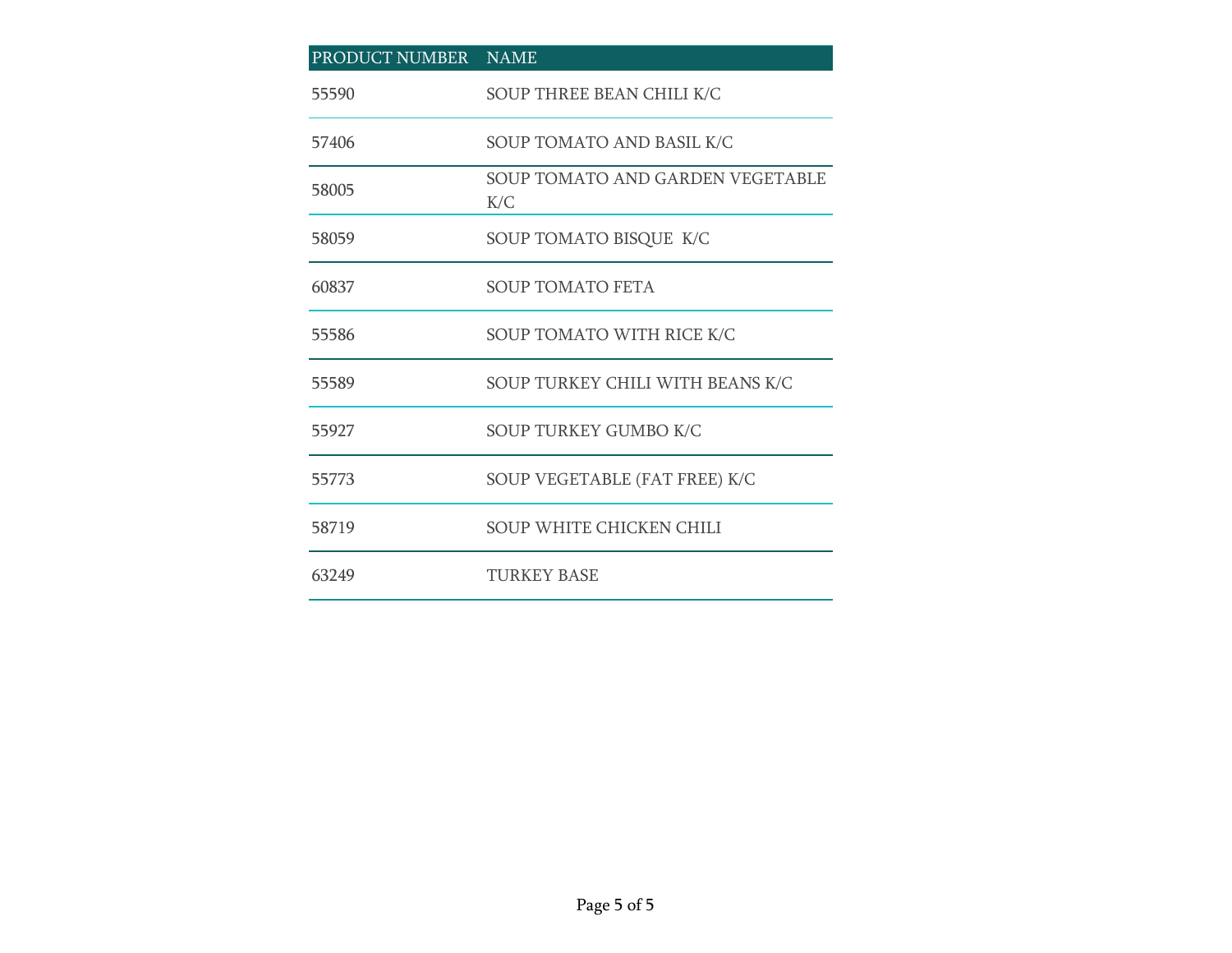| PRODUCT NUMBER | NAME |
|---|---|
| 55590 | SOUP THREE BEAN CHILI K/C |
| 57406 | SOUP TOMATO AND BASIL K/C |
| 58005 | SOUP TOMATO AND GARDEN VEGETABLE K/C |
| 58059 | SOUP TOMATO BISQUE K/C |
| 60837 | SOUP TOMATO FETA |
| 55586 | SOUP TOMATO WITH RICE K/C |
| 55589 | SOUP TURKEY CHILI WITH BEANS K/C |
| 55927 | SOUP TURKEY GUMBO K/C |
| 55773 | SOUP VEGETABLE (FAT FREE) K/C |
| 58719 | SOUP WHITE CHICKEN CHILI |
| 63249 | TURKEY BASE |